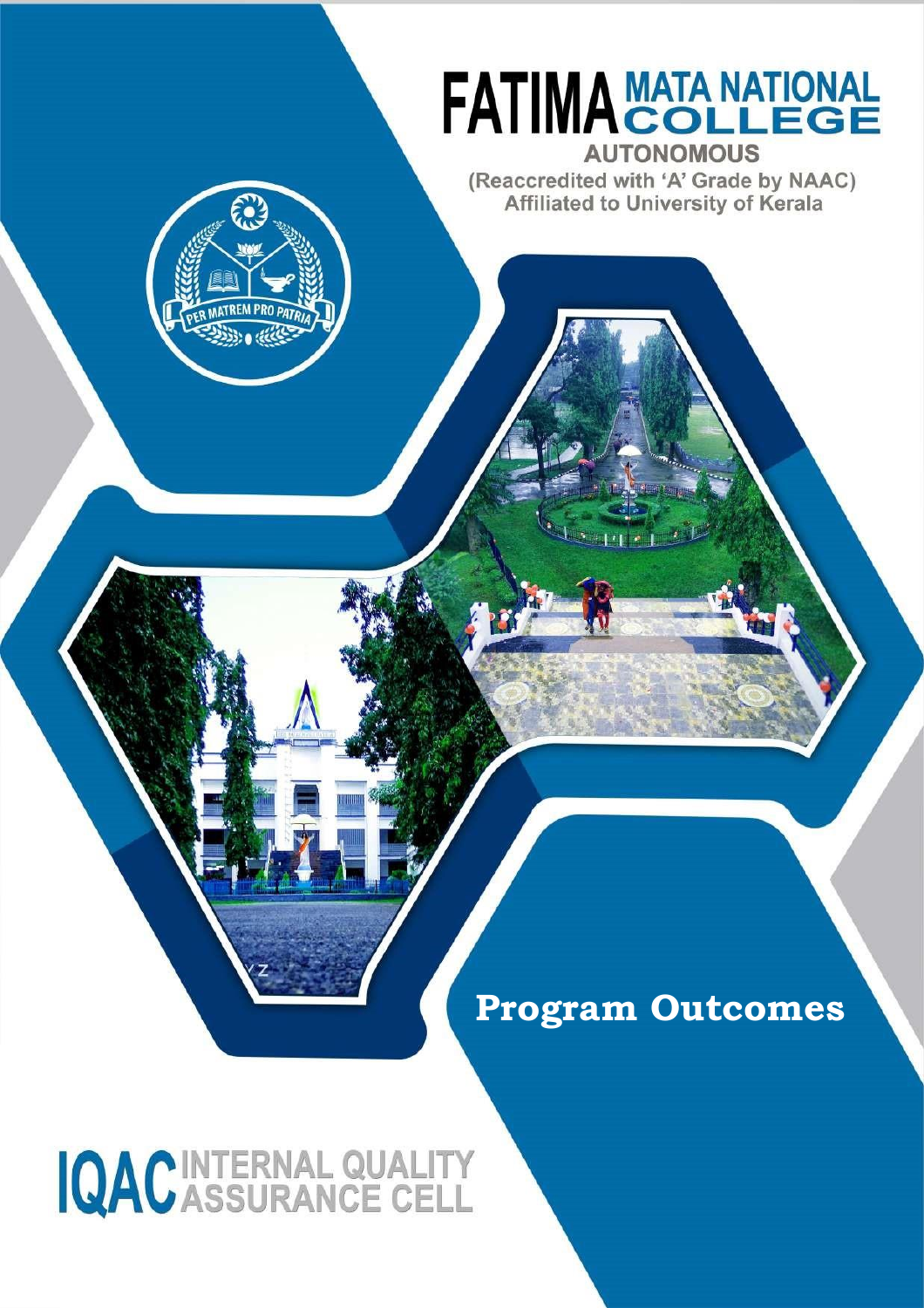# FATIMA MATA NATIONAL COLLEGE

**AUTONOMOUS**

(Reaccredited with 'A' Grade by NAAC)
Affiliated to University of Kerala

PER MATREM PRO PATRIA

## Program Outcomes

# IQAC INTERNAL QUALITY ASSURANCE CELL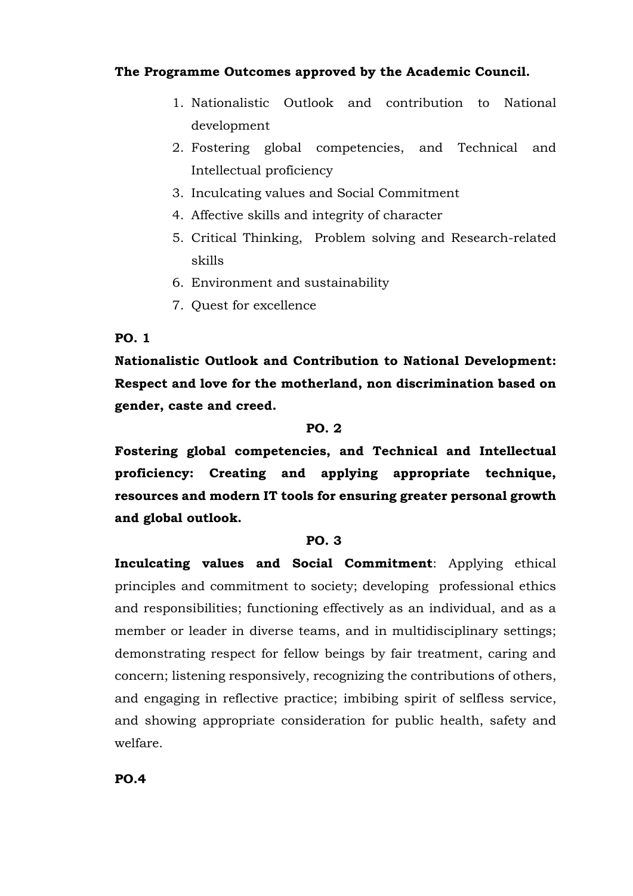**The Programme Outcomes approved by the Academic Council.**

1. Nationalistic Outlook and contribution to National development
2. Fostering global competencies, and Technical and Intellectual proficiency
3. Inculcating values and Social Commitment
4. Affective skills and integrity of character
5. Critical Thinking, Problem solving and Research-related skills
6. Environment and sustainability
7. Quest for excellence

**PO. 1**

**Nationalistic Outlook and Contribution to National Development: Respect and love for the motherland, non discrimination based on gender, caste and creed.**

**PO. 2**

**Fostering global competencies, and Technical and Intellectual proficiency: Creating and applying appropriate technique, resources and modern IT tools for ensuring greater personal growth and global outlook.**

**PO. 3**

**Inculcating values and Social Commitment**: Applying ethical principles and commitment to society; developing professional ethics and responsibilities; functioning effectively as an individual, and as a member or leader in diverse teams, and in multidisciplinary settings; demonstrating respect for fellow beings by fair treatment, caring and concern; listening responsively, recognizing the contributions of others, and engaging in reflective practice; imbibing spirit of selfless service, and showing appropriate consideration for public health, safety and welfare.

**PO.4**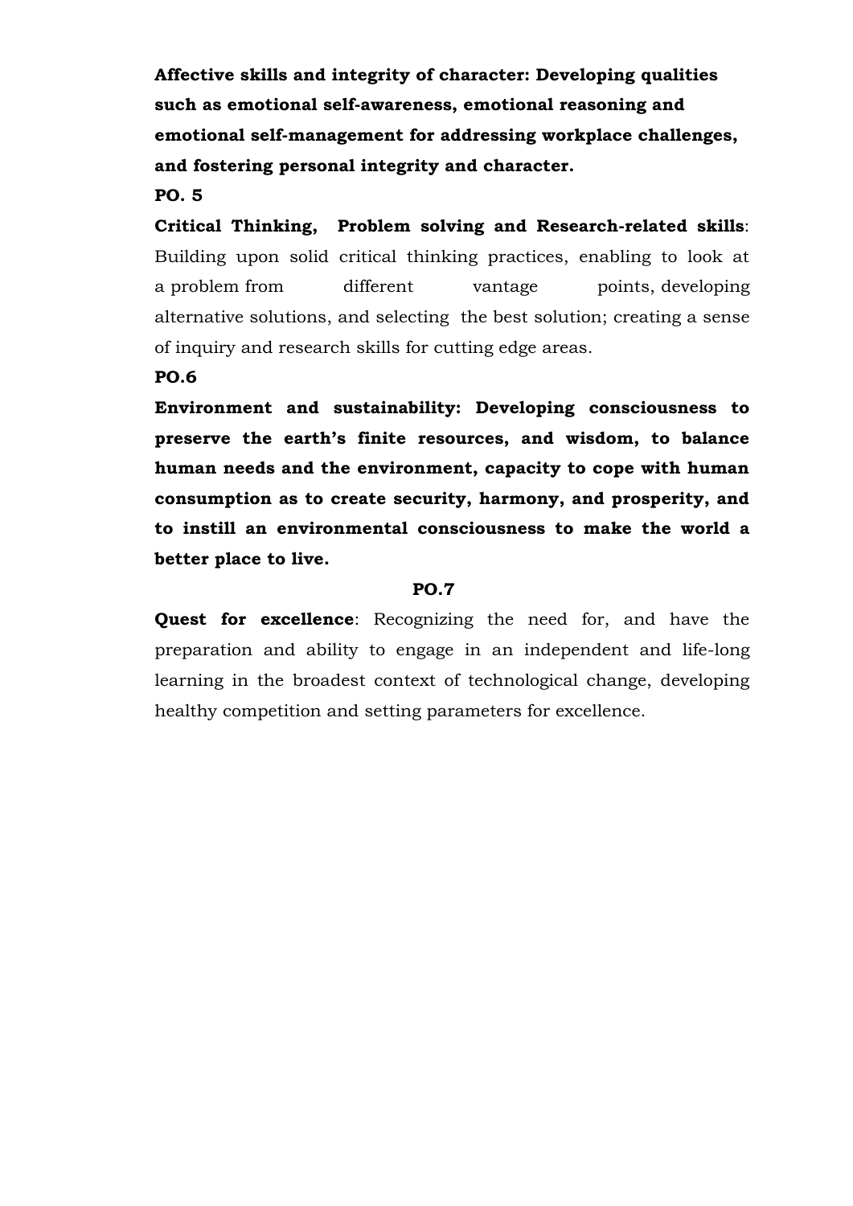**Affective skills and integrity of character: Developing qualities such as emotional self-awareness, emotional reasoning and emotional self-management for addressing workplace challenges, and fostering personal integrity and character.**

**PO. 5**

**Critical Thinking, Problem solving and Research-related skills**: Building upon solid critical thinking practices, enabling to look at a problem from different vantage points, developing alternative solutions, and selecting the best solution; creating a sense of inquiry and research skills for cutting edge areas.

**PO.6**

**Environment and sustainability: Developing consciousness to preserve the earth's finite resources, and wisdom, to balance human needs and the environment, capacity to cope with human consumption as to create security, harmony, and prosperity, and to instill an environmental consciousness to make the world a better place to live.**

**PO.7**

**Quest for excellence**: Recognizing the need for, and have the preparation and ability to engage in an independent and life-long learning in the broadest context of technological change, developing healthy competition and setting parameters for excellence.